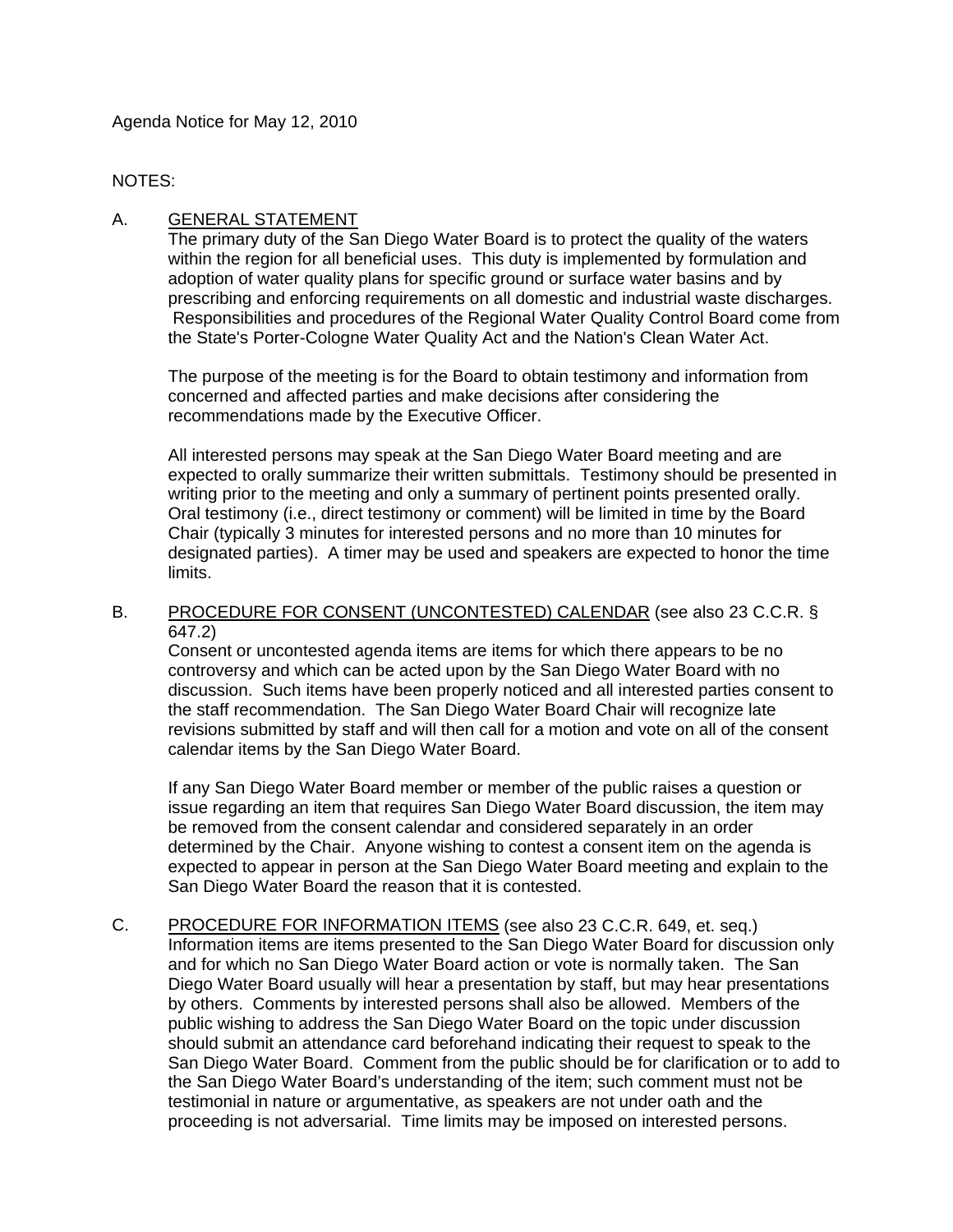Agenda Notice for May 12, 2010

NOTES:

A. <u>GENERAL STATEMENT</u>

The primary duty of the San Diego Water Board is to protect the quality of the waters within the region for all beneficial uses. This duty is implemented by formulation and adoption of water quality plans for specific ground or surface water basins and by prescribing and enforcing requirements on all domestic and industrial waste discharges. Responsibilities and procedures of the Regional Water Quality Control Board come from the State's Porter-Cologne Water Quality Act and the Nation's Clean Water Act.

The purpose of the meeting is for the Board to obtain testimony and information from concerned and affected parties and make decisions after considering the recommendations made by the Executive Officer.

All interested persons may speak at the San Diego Water Board meeting and are expected to orally summarize their written submittals. Testimony should be presented in writing prior to the meeting and only a summary of pertinent points presented orally. Oral testimony (i.e., direct testimony or comment) will be limited in time by the Board Chair (typically 3 minutes for interested persons and no more than 10 minutes for designated parties). A timer may be used and speakers are expected to honor the time limits.

B. <u>PROCEDURE FOR CONSENT (UNCONTESTED) CALENDAR</u> (see also 23 C.C.R. § 647.2)

Consent or uncontested agenda items are items for which there appears to be no controversy and which can be acted upon by the San Diego Water Board with no discussion. Such items have been properly noticed and all interested parties consent to the staff recommendation. The San Diego Water Board Chair will recognize late revisions submitted by staff and will then call for a motion and vote on all of the consent calendar items by the San Diego Water Board.

If any San Diego Water Board member or member of the public raises a question or issue regarding an item that requires San Diego Water Board discussion, the item may be removed from the consent calendar and considered separately in an order determined by the Chair. Anyone wishing to contest a consent item on the agenda is expected to appear in person at the San Diego Water Board meeting and explain to the San Diego Water Board the reason that it is contested.

C. <u>PROCEDURE FOR INFORMATION ITEMS</u> (see also 23 C.C.R. 649, et. seq.)

Information items are items presented to the San Diego Water Board for discussion only and for which no San Diego Water Board action or vote is normally taken. The San Diego Water Board usually will hear a presentation by staff, but may hear presentations by others. Comments by interested persons shall also be allowed. Members of the public wishing to address the San Diego Water Board on the topic under discussion should submit an attendance card beforehand indicating their request to speak to the San Diego Water Board. Comment from the public should be for clarification or to add to the San Diego Water Board's understanding of the item; such comment must not be testimonial in nature or argumentative, as speakers are not under oath and the proceeding is not adversarial. Time limits may be imposed on interested persons.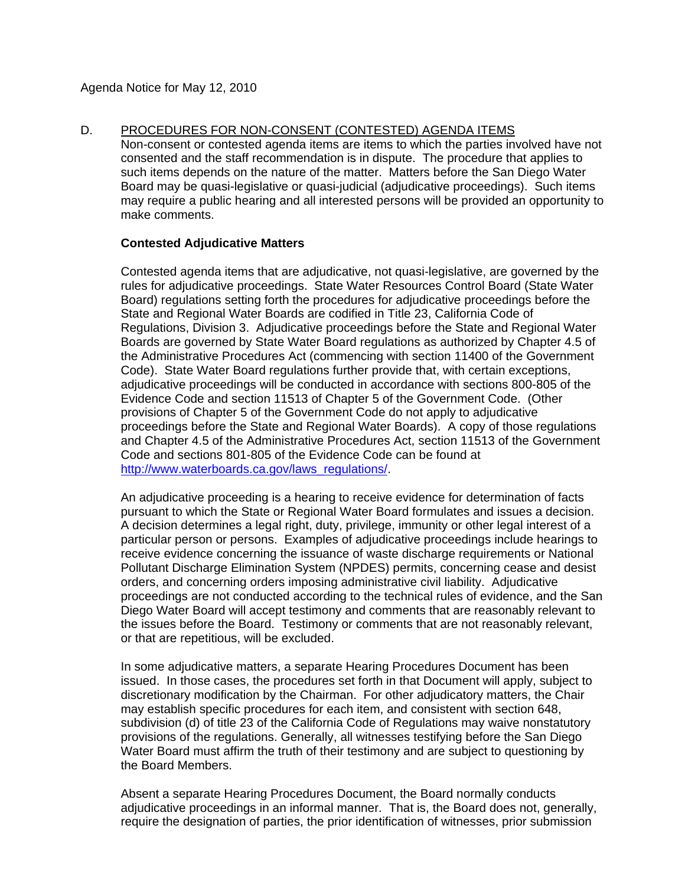Agenda Notice for May 12, 2010

D. PROCEDURES FOR NON-CONSENT (CONTESTED) AGENDA ITEMS

Non-consent or contested agenda items are items to which the parties involved have not consented and the staff recommendation is in dispute. The procedure that applies to such items depends on the nature of the matter. Matters before the San Diego Water Board may be quasi-legislative or quasi-judicial (adjudicative proceedings). Such items may require a public hearing and all interested persons will be provided an opportunity to make comments.

**Contested Adjudicative Matters**

Contested agenda items that are adjudicative, not quasi-legislative, are governed by the rules for adjudicative proceedings. State Water Resources Control Board (State Water Board) regulations setting forth the procedures for adjudicative proceedings before the State and Regional Water Boards are codified in Title 23, California Code of Regulations, Division 3. Adjudicative proceedings before the State and Regional Water Boards are governed by State Water Board regulations as authorized by Chapter 4.5 of the Administrative Procedures Act (commencing with section 11400 of the Government Code). State Water Board regulations further provide that, with certain exceptions, adjudicative proceedings will be conducted in accordance with sections 800-805 of the Evidence Code and section 11513 of Chapter 5 of the Government Code. (Other provisions of Chapter 5 of the Government Code do not apply to adjudicative proceedings before the State and Regional Water Boards). A copy of those regulations and Chapter 4.5 of the Administrative Procedures Act, section 11513 of the Government Code and sections 801-805 of the Evidence Code can be found at http://www.waterboards.ca.gov/laws_regulations/.

An adjudicative proceeding is a hearing to receive evidence for determination of facts pursuant to which the State or Regional Water Board formulates and issues a decision. A decision determines a legal right, duty, privilege, immunity or other legal interest of a particular person or persons. Examples of adjudicative proceedings include hearings to receive evidence concerning the issuance of waste discharge requirements or National Pollutant Discharge Elimination System (NPDES) permits, concerning cease and desist orders, and concerning orders imposing administrative civil liability. Adjudicative proceedings are not conducted according to the technical rules of evidence, and the San Diego Water Board will accept testimony and comments that are reasonably relevant to the issues before the Board. Testimony or comments that are not reasonably relevant, or that are repetitious, will be excluded.

In some adjudicative matters, a separate Hearing Procedures Document has been issued. In those cases, the procedures set forth in that Document will apply, subject to discretionary modification by the Chairman. For other adjudicatory matters, the Chair may establish specific procedures for each item, and consistent with section 648, subdivision (d) of title 23 of the California Code of Regulations may waive nonstatutory provisions of the regulations. Generally, all witnesses testifying before the San Diego Water Board must affirm the truth of their testimony and are subject to questioning by the Board Members.

Absent a separate Hearing Procedures Document, the Board normally conducts adjudicative proceedings in an informal manner. That is, the Board does not, generally, require the designation of parties, the prior identification of witnesses, prior submission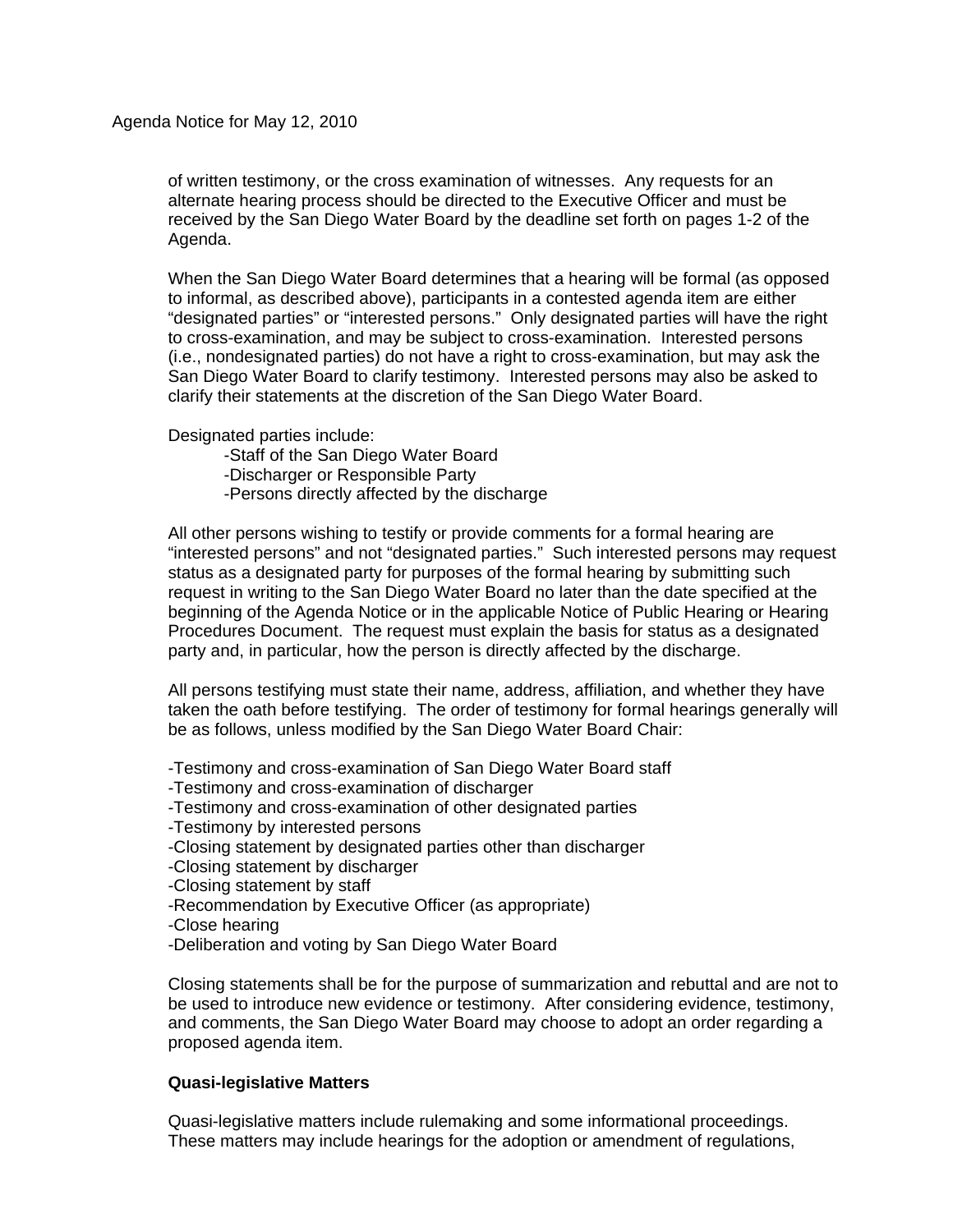of written testimony, or the cross examination of witnesses. Any requests for an alternate hearing process should be directed to the Executive Officer and must be received by the San Diego Water Board by the deadline set forth on pages 1-2 of the Agenda.

When the San Diego Water Board determines that a hearing will be formal (as opposed to informal, as described above), participants in a contested agenda item are either "designated parties" or "interested persons." Only designated parties will have the right to cross-examination, and may be subject to cross-examination. Interested persons (i.e., nondesignated parties) do not have a right to cross-examination, but may ask the San Diego Water Board to clarify testimony. Interested persons may also be asked to clarify their statements at the discretion of the San Diego Water Board.

Designated parties include:

- -Staff of the San Diego Water Board
- -Discharger or Responsible Party
- -Persons directly affected by the discharge

All other persons wishing to testify or provide comments for a formal hearing are "interested persons" and not "designated parties." Such interested persons may request status as a designated party for purposes of the formal hearing by submitting such request in writing to the San Diego Water Board no later than the date specified at the beginning of the Agenda Notice or in the applicable Notice of Public Hearing or Hearing Procedures Document. The request must explain the basis for status as a designated party and, in particular, how the person is directly affected by the discharge.

All persons testifying must state their name, address, affiliation, and whether they have taken the oath before testifying. The order of testimony for formal hearings generally will be as follows, unless modified by the San Diego Water Board Chair:

- -Testimony and cross-examination of San Diego Water Board staff
- -Testimony and cross-examination of discharger
- -Testimony and cross-examination of other designated parties
- -Testimony by interested persons
- -Closing statement by designated parties other than discharger
- -Closing statement by discharger
- -Closing statement by staff
- -Recommendation by Executive Officer (as appropriate)
- -Close hearing
- -Deliberation and voting by San Diego Water Board

Closing statements shall be for the purpose of summarization and rebuttal and are not to be used to introduce new evidence or testimony. After considering evidence, testimony, and comments, the San Diego Water Board may choose to adopt an order regarding a proposed agenda item.

**Quasi-legislative Matters**

Quasi-legislative matters include rulemaking and some informational proceedings. These matters may include hearings for the adoption or amendment of regulations,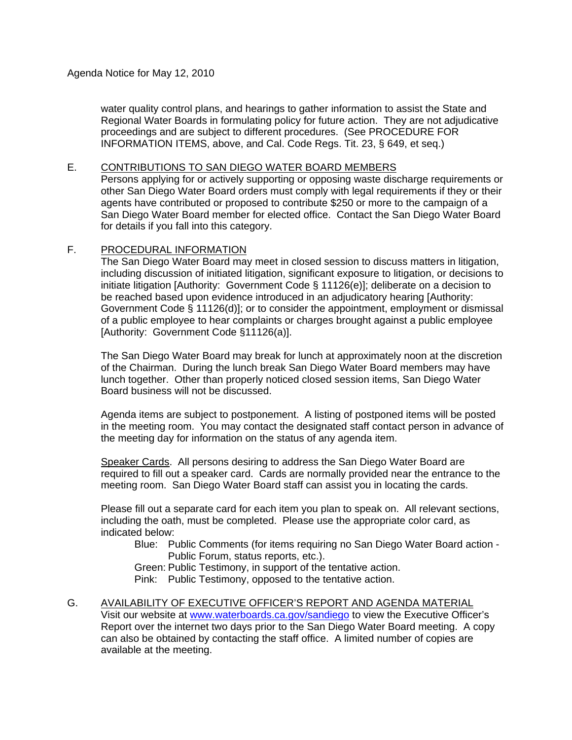water quality control plans, and hearings to gather information to assist the State and Regional Water Boards in formulating policy for future action. They are not adjudicative proceedings and are subject to different procedures. (See PROCEDURE FOR INFORMATION ITEMS, above, and Cal. Code Regs. Tit. 23, § 649, et seq.)

E. CONTRIBUTIONS TO SAN DIEGO WATER BOARD MEMBERS

Persons applying for or actively supporting or opposing waste discharge requirements or other San Diego Water Board orders must comply with legal requirements if they or their agents have contributed or proposed to contribute $250 or more to the campaign of a San Diego Water Board member for elected office. Contact the San Diego Water Board for details if you fall into this category.

F. PROCEDURAL INFORMATION

The San Diego Water Board may meet in closed session to discuss matters in litigation, including discussion of initiated litigation, significant exposure to litigation, or decisions to initiate litigation [Authority: Government Code § 11126(e)]; deliberate on a decision to be reached based upon evidence introduced in an adjudicatory hearing [Authority: Government Code § 11126(d)]; or to consider the appointment, employment or dismissal of a public employee to hear complaints or charges brought against a public employee [Authority: Government Code §11126(a)].

The San Diego Water Board may break for lunch at approximately noon at the discretion of the Chairman. During the lunch break San Diego Water Board members may have lunch together. Other than properly noticed closed session items, San Diego Water Board business will not be discussed.

Agenda items are subject to postponement. A listing of postponed items will be posted in the meeting room. You may contact the designated staff contact person in advance of the meeting day for information on the status of any agenda item.

Speaker Cards. All persons desiring to address the San Diego Water Board are required to fill out a speaker card. Cards are normally provided near the entrance to the meeting room. San Diego Water Board staff can assist you in locating the cards.

Please fill out a separate card for each item you plan to speak on. All relevant sections, including the oath, must be completed. Please use the appropriate color card, as indicated below:

- Blue: Public Comments (for items requiring no San Diego Water Board action - Public Forum, status reports, etc.).
- Green: Public Testimony, in support of the tentative action.
- Pink: Public Testimony, opposed to the tentative action.

G. AVAILABILITY OF EXECUTIVE OFFICER'S REPORT AND AGENDA MATERIAL

Visit our website at www.waterboards.ca.gov/sandiego to view the Executive Officer's Report over the internet two days prior to the San Diego Water Board meeting. A copy can also be obtained by contacting the staff office. A limited number of copies are available at the meeting.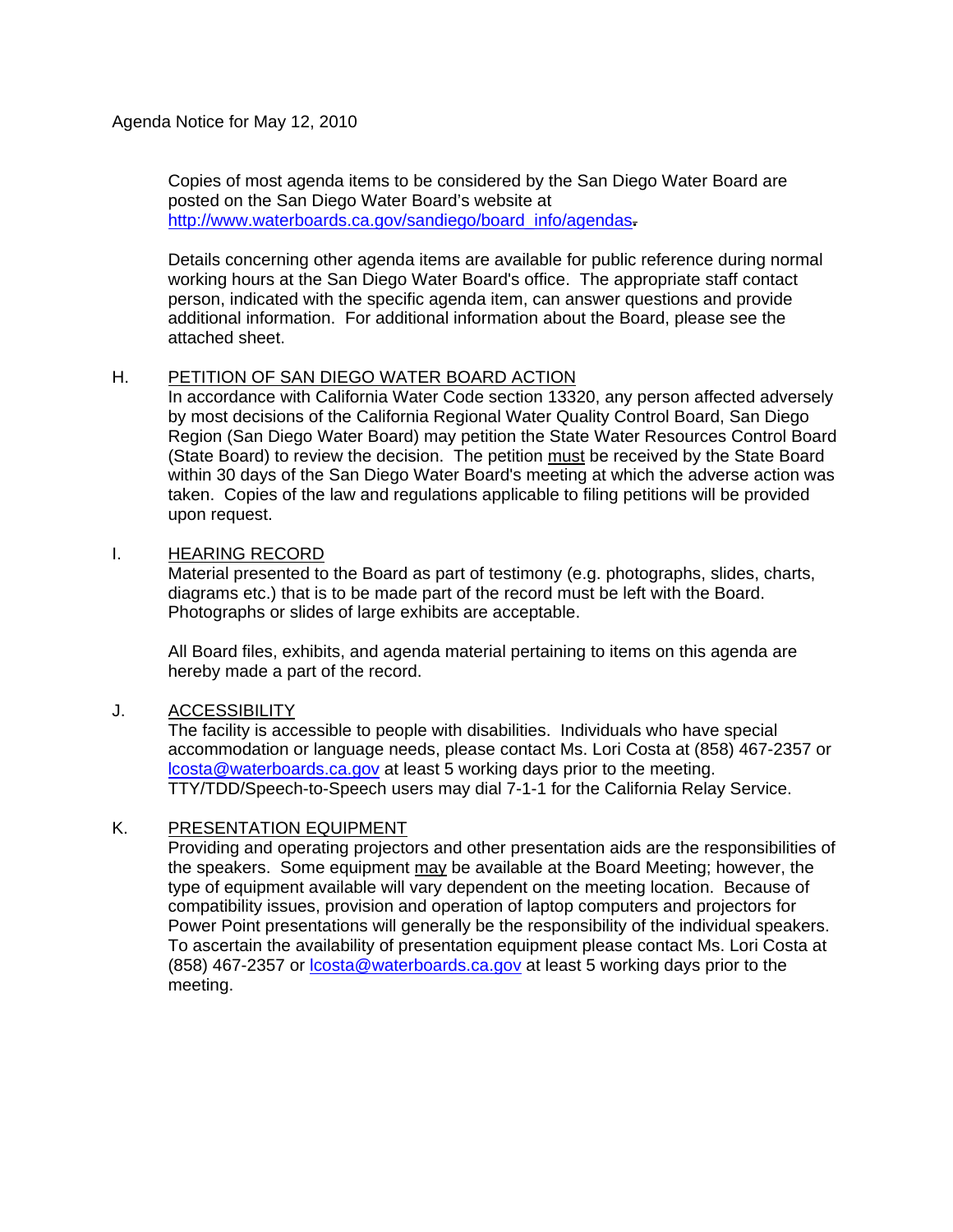Agenda Notice for May 12, 2010

Copies of most agenda items to be considered by the San Diego Water Board are posted on the San Diego Water Board's website at http://www.waterboards.ca.gov/sandiego/board_info/agendas.

Details concerning other agenda items are available for public reference during normal working hours at the San Diego Water Board's office. The appropriate staff contact person, indicated with the specific agenda item, can answer questions and provide additional information. For additional information about the Board, please see the attached sheet.

H. PETITION OF SAN DIEGO WATER BOARD ACTION

In accordance with California Water Code section 13320, any person affected adversely by most decisions of the California Regional Water Quality Control Board, San Diego Region (San Diego Water Board) may petition the State Water Resources Control Board (State Board) to review the decision. The petition must be received by the State Board within 30 days of the San Diego Water Board's meeting at which the adverse action was taken. Copies of the law and regulations applicable to filing petitions will be provided upon request.

I. HEARING RECORD

Material presented to the Board as part of testimony (e.g. photographs, slides, charts, diagrams etc.) that is to be made part of the record must be left with the Board. Photographs or slides of large exhibits are acceptable.

All Board files, exhibits, and agenda material pertaining to items on this agenda are hereby made a part of the record.

J. ACCESSIBILITY

The facility is accessible to people with disabilities. Individuals who have special accommodation or language needs, please contact Ms. Lori Costa at (858) 467-2357 or lcosta@waterboards.ca.gov at least 5 working days prior to the meeting. TTY/TDD/Speech-to-Speech users may dial 7-1-1 for the California Relay Service.

K. PRESENTATION EQUIPMENT

Providing and operating projectors and other presentation aids are the responsibilities of the speakers. Some equipment may be available at the Board Meeting; however, the type of equipment available will vary dependent on the meeting location. Because of compatibility issues, provision and operation of laptop computers and projectors for Power Point presentations will generally be the responsibility of the individual speakers. To ascertain the availability of presentation equipment please contact Ms. Lori Costa at (858) 467-2357 or lcosta@waterboards.ca.gov at least 5 working days prior to the meeting.